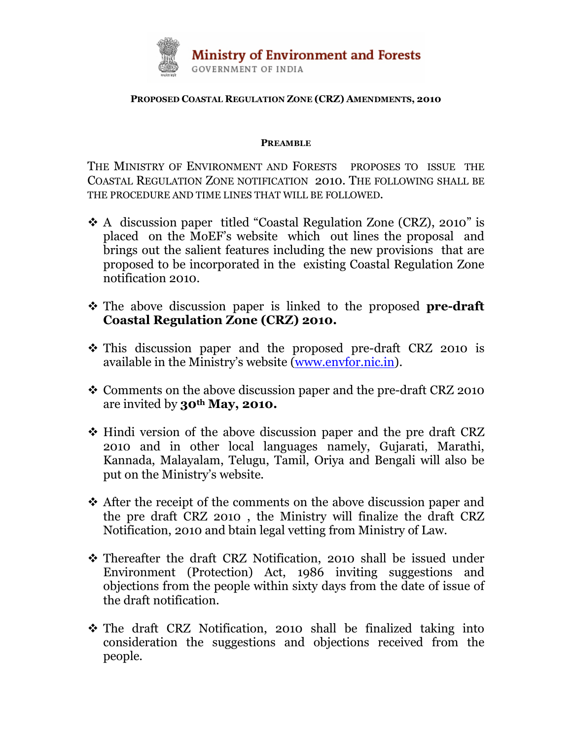Ministry of Environment and Forests
GOVERNMENT OF INDIA

## PROPOSED COASTAL REGULATION ZONE (CRZ) AMENDMENTS, 2010

### PREAMBLE

THE MINISTRY OF ENVIRONMENT AND FORESTS PROPOSES TO ISSUE THE COASTAL REGULATION ZONE NOTIFICATION 2010. THE FOLLOWING SHALL BE THE PROCEDURE AND TIME LINES THAT WILL BE FOLLOWED.

- A discussion paper titled "Coastal Regulation Zone (CRZ), 2010" is placed on the MoEF's website which out lines the proposal and brings out the salient features including the new provisions that are proposed to be incorporated in the existing Coastal Regulation Zone notification 2010.

- The above discussion paper is linked to the proposed **pre-draft Coastal Regulation Zone (CRZ) 2010.**

- This discussion paper and the proposed pre-draft CRZ 2010 is available in the Ministry's website (www.envfor.nic.in).

- Comments on the above discussion paper and the pre-draft CRZ 2010 are invited by **30th May, 2010.**

- Hindi version of the above discussion paper and the pre draft CRZ 2010 and in other local languages namely, Gujarati, Marathi, Kannada, Malayalam, Telugu, Tamil, Oriya and Bengali will also be put on the Ministry's website.

- After the receipt of the comments on the above discussion paper and the pre draft CRZ 2010 , the Ministry will finalize the draft CRZ Notification, 2010 and btain legal vetting from Ministry of Law.

- Thereafter the draft CRZ Notification, 2010 shall be issued under Environment (Protection) Act, 1986 inviting suggestions and objections from the people within sixty days from the date of issue of the draft notification.

- The draft CRZ Notification, 2010 shall be finalized taking into consideration the suggestions and objections received from the people.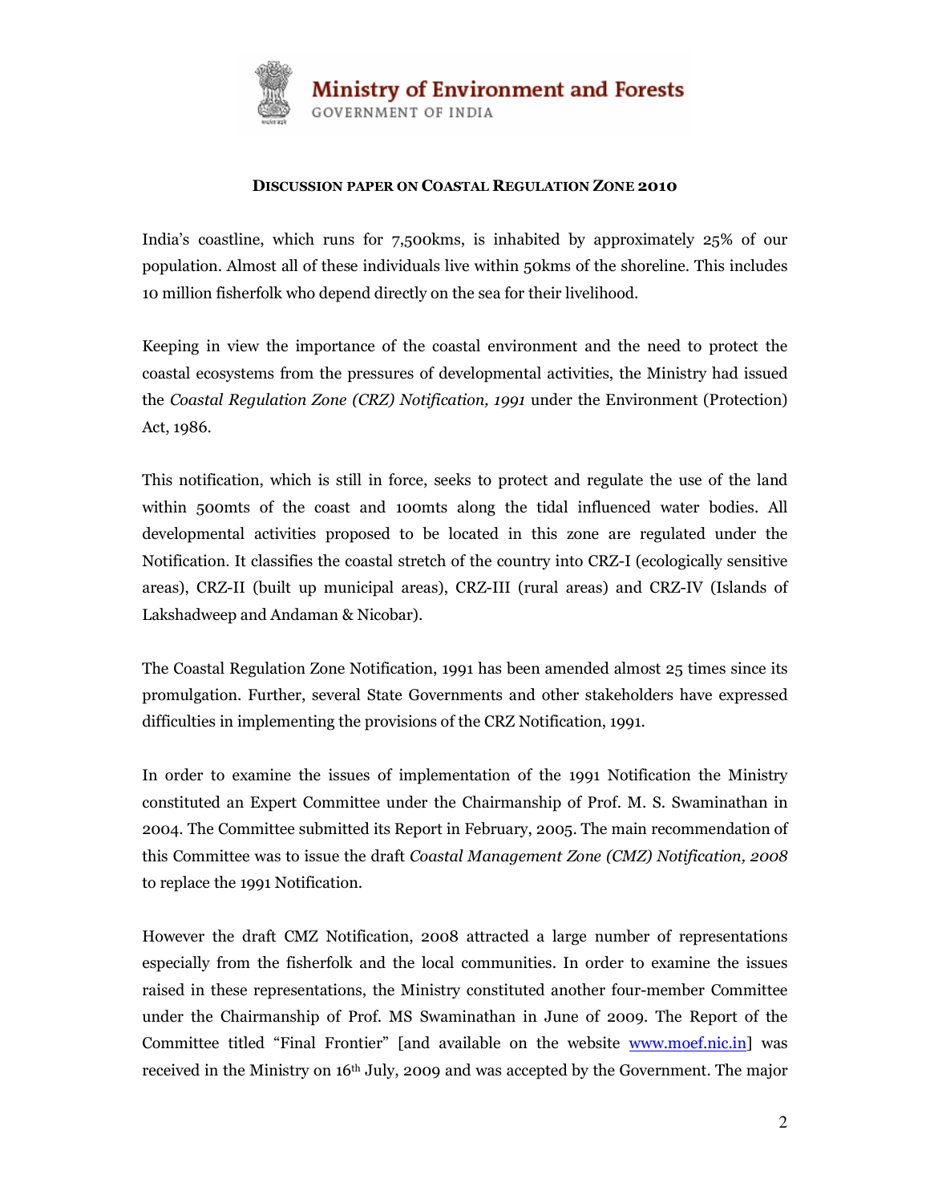Ministry of Environment and Forests
GOVERNMENT OF INDIA

**DISCUSSION PAPER ON COASTAL REGULATION ZONE 2010**

India's coastline, which runs for 7,500kms, is inhabited by approximately 25% of our population. Almost all of these individuals live within 50kms of the shoreline. This includes 10 million fisherfolk who depend directly on the sea for their livelihood.

Keeping in view the importance of the coastal environment and the need to protect the coastal ecosystems from the pressures of developmental activities, the Ministry had issued the *Coastal Regulation Zone (CRZ) Notification, 1991* under the Environment (Protection) Act, 1986.

This notification, which is still in force, seeks to protect and regulate the use of the land within 500mts of the coast and 100mts along the tidal influenced water bodies. All developmental activities proposed to be located in this zone are regulated under the Notification. It classifies the coastal stretch of the country into CRZ-I (ecologically sensitive areas), CRZ-II (built up municipal areas), CRZ-III (rural areas) and CRZ-IV (Islands of Lakshadweep and Andaman & Nicobar).

The Coastal Regulation Zone Notification, 1991 has been amended almost 25 times since its promulgation. Further, several State Governments and other stakeholders have expressed difficulties in implementing the provisions of the CRZ Notification, 1991.

In order to examine the issues of implementation of the 1991 Notification the Ministry constituted an Expert Committee under the Chairmanship of Prof. M. S. Swaminathan in 2004. The Committee submitted its Report in February, 2005. The main recommendation of this Committee was to issue the draft *Coastal Management Zone (CMZ) Notification, 2008* to replace the 1991 Notification.

However the draft CMZ Notification, 2008 attracted a large number of representations especially from the fisherfolk and the local communities. In order to examine the issues raised in these representations, the Ministry constituted another four-member Committee under the Chairmanship of Prof. MS Swaminathan in June of 2009. The Report of the Committee titled "Final Frontier" [and available on the website www.moef.nic.in] was received in the Ministry on 16th July, 2009 and was accepted by the Government. The major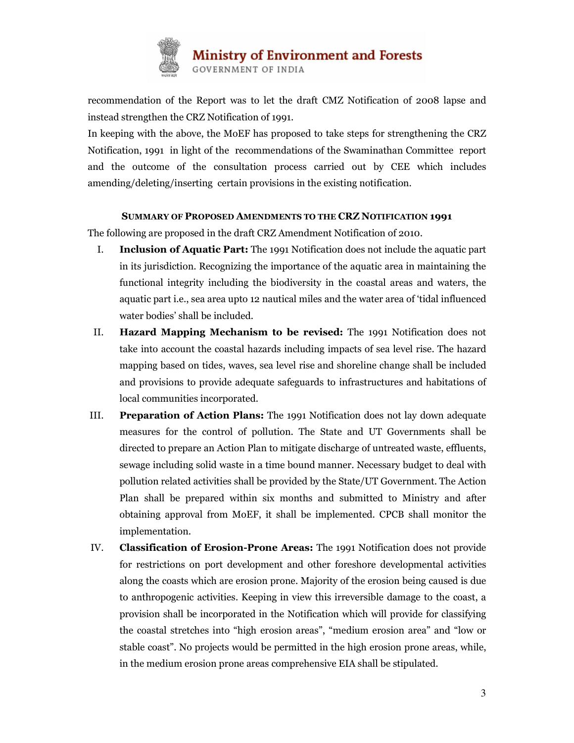recommendation of the Report was to let the draft CMZ Notification of 2008 lapse and instead strengthen the CRZ Notification of 1991.

In keeping with the above, the MoEF has proposed to take steps for strengthening the CRZ Notification, 1991 in light of the recommendations of the Swaminathan Committee report and the outcome of the consultation process carried out by CEE which includes amending/deleting/inserting certain provisions in the existing notification.

**SUMMARY OF PROPOSED AMENDMENTS TO THE CRZ NOTIFICATION 1991**

The following are proposed in the draft CRZ Amendment Notification of 2010.

I. **Inclusion of Aquatic Part:** The 1991 Notification does not include the aquatic part in its jurisdiction. Recognizing the importance of the aquatic area in maintaining the functional integrity including the biodiversity in the coastal areas and waters, the aquatic part i.e., sea area upto 12 nautical miles and the water area of 'tidal influenced water bodies' shall be included.

II. **Hazard Mapping Mechanism to be revised:** The 1991 Notification does not take into account the coastal hazards including impacts of sea level rise. The hazard mapping based on tides, waves, sea level rise and shoreline change shall be included and provisions to provide adequate safeguards to infrastructures and habitations of local communities incorporated.

III. **Preparation of Action Plans:** The 1991 Notification does not lay down adequate measures for the control of pollution. The State and UT Governments shall be directed to prepare an Action Plan to mitigate discharge of untreated waste, effluents, sewage including solid waste in a time bound manner. Necessary budget to deal with pollution related activities shall be provided by the State/UT Government. The Action Plan shall be prepared within six months and submitted to Ministry and after obtaining approval from MoEF, it shall be implemented. CPCB shall monitor the implementation.

IV. **Classification of Erosion-Prone Areas:** The 1991 Notification does not provide for restrictions on port development and other foreshore developmental activities along the coasts which are erosion prone. Majority of the erosion being caused is due to anthropogenic activities. Keeping in view this irreversible damage to the coast, a provision shall be incorporated in the Notification which will provide for classifying the coastal stretches into "high erosion areas", "medium erosion area" and "low or stable coast". No projects would be permitted in the high erosion prone areas, while, in the medium erosion prone areas comprehensive EIA shall be stipulated.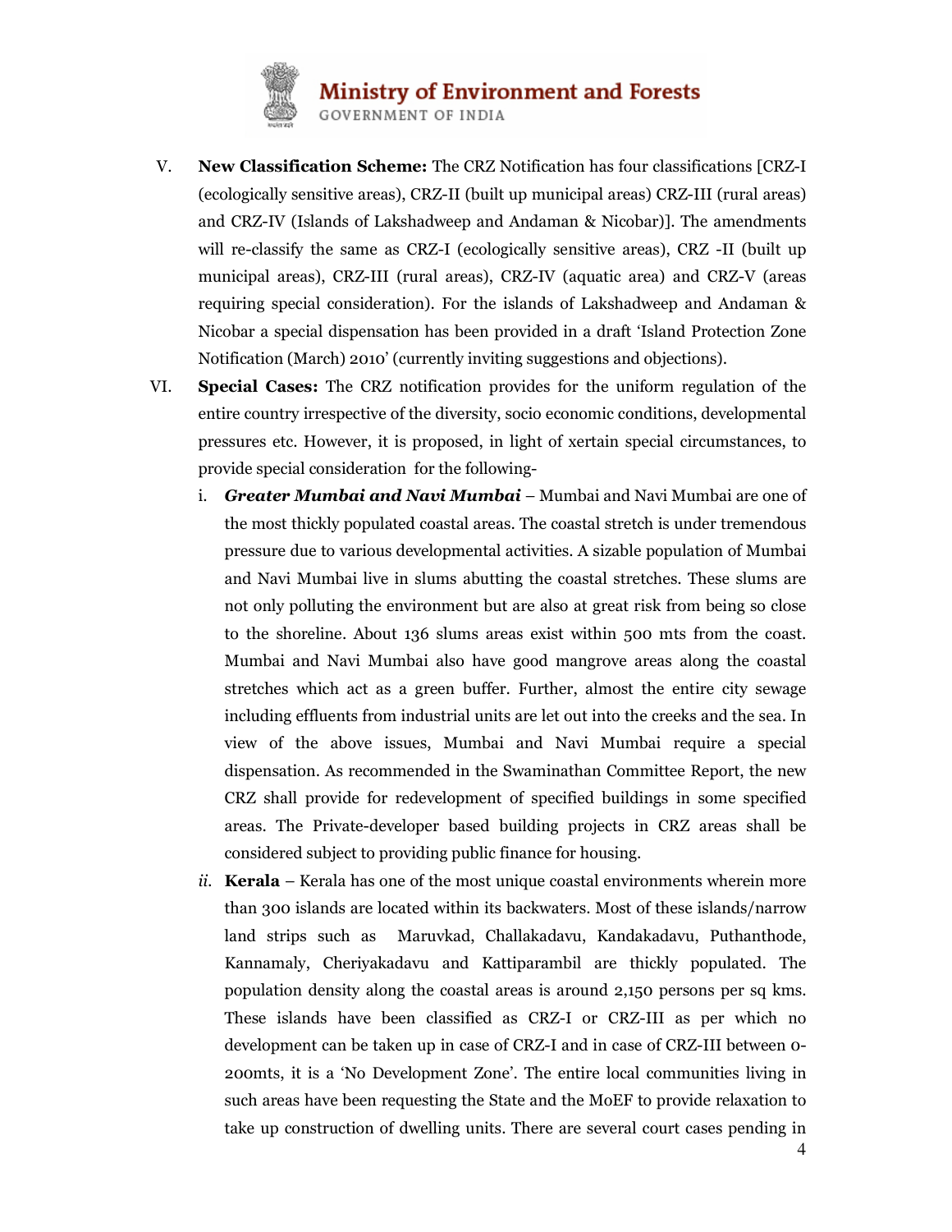V. **New Classification Scheme:** The CRZ Notification has four classifications [CRZ-I (ecologically sensitive areas), CRZ-II (built up municipal areas) CRZ-III (rural areas) and CRZ-IV (Islands of Lakshadweep and Andaman & Nicobar)]. The amendments will re-classify the same as CRZ-I (ecologically sensitive areas), CRZ -II (built up municipal areas), CRZ-III (rural areas), CRZ-IV (aquatic area) and CRZ-V (areas requiring special consideration). For the islands of Lakshadweep and Andaman & Nicobar a special dispensation has been provided in a draft 'Island Protection Zone Notification (March) 2010' (currently inviting suggestions and objections).

VI. **Special Cases:** The CRZ notification provides for the uniform regulation of the entire country irrespective of the diversity, socio economic conditions, developmental pressures etc. However, it is proposed, in light of xertain special circumstances, to provide special consideration for the following-

   i. ***Greater Mumbai and Navi Mumbai*** – Mumbai and Navi Mumbai are one of the most thickly populated coastal areas. The coastal stretch is under tremendous pressure due to various developmental activities. A sizable population of Mumbai and Navi Mumbai live in slums abutting the coastal stretches. These slums are not only polluting the environment but are also at great risk from being so close to the shoreline. About 136 slums areas exist within 500 mts from the coast. Mumbai and Navi Mumbai also have good mangrove areas along the coastal stretches which act as a green buffer. Further, almost the entire city sewage including effluents from industrial units are let out into the creeks and the sea. In view of the above issues, Mumbai and Navi Mumbai require a special dispensation. As recommended in the Swaminathan Committee Report, the new CRZ shall provide for redevelopment of specified buildings in some specified areas. The Private-developer based building projects in CRZ areas shall be considered subject to providing public finance for housing.

   *ii.* **Kerala** – Kerala has one of the most unique coastal environments wherein more than 300 islands are located within its backwaters. Most of these islands/narrow land strips such as Maruvkad, Challakadavu, Kandakadavu, Puthanthode, Kannamaly, Cheriyakadavu and Kattiparambil are thickly populated. The population density along the coastal areas is around 2,150 persons per sq kms. These islands have been classified as CRZ-I or CRZ-III as per which no development can be taken up in case of CRZ-I and in case of CRZ-III between 0-200mts, it is a 'No Development Zone'. The entire local communities living in such areas have been requesting the State and the MoEF to provide relaxation to take up construction of dwelling units. There are several court cases pending in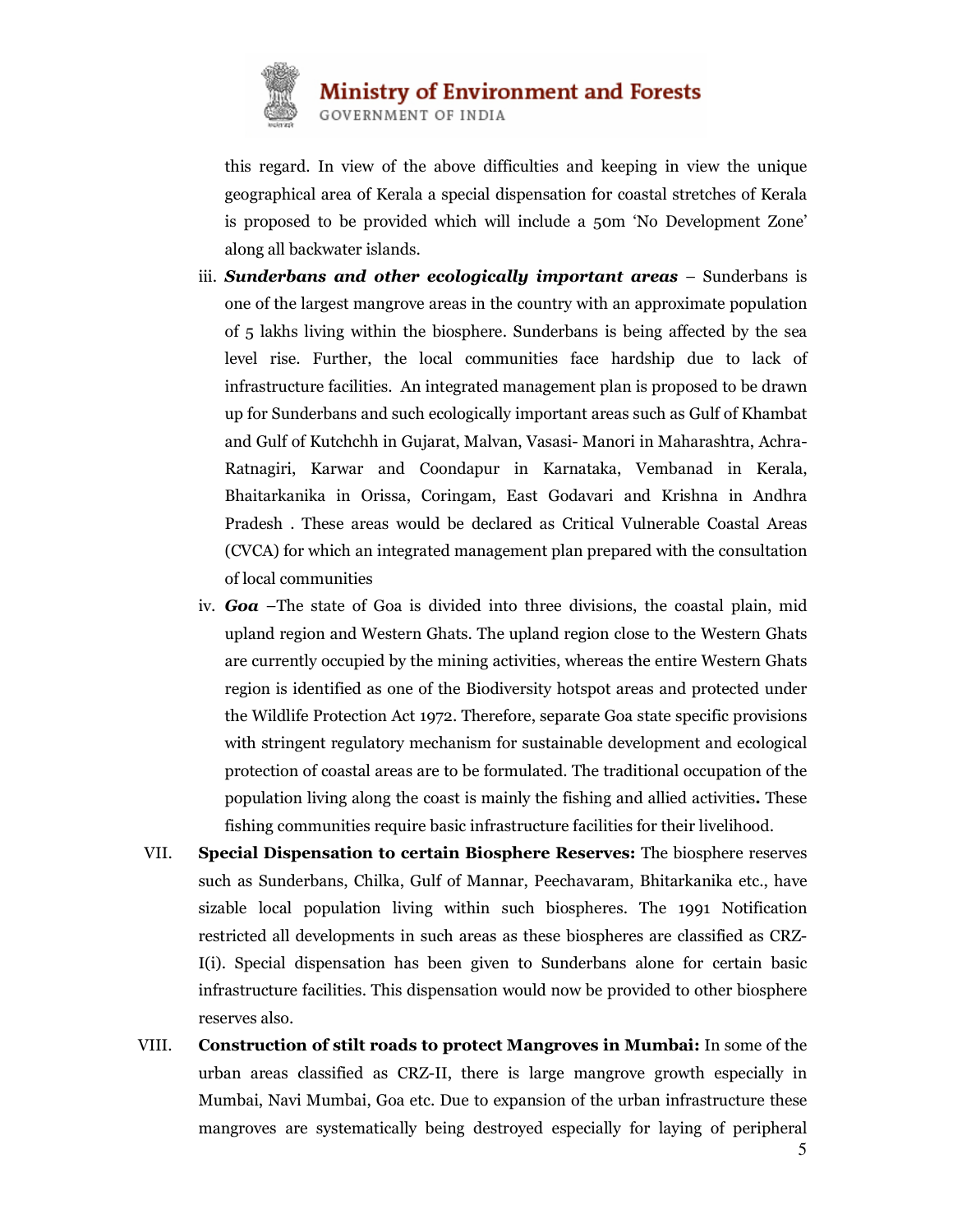this regard. In view of the above difficulties and keeping in view the unique geographical area of Kerala a special dispensation for coastal stretches of Kerala is proposed to be provided which will include a 50m 'No Development Zone' along all backwater islands.

iii. ***Sunderbans and other ecologically important areas*** – Sunderbans is one of the largest mangrove areas in the country with an approximate population of 5 lakhs living within the biosphere. Sunderbans is being affected by the sea level rise. Further, the local communities face hardship due to lack of infrastructure facilities. An integrated management plan is proposed to be drawn up for Sunderbans and such ecologically important areas such as Gulf of Khambat and Gulf of Kutchchh in Gujarat, Malvan, Vasasi- Manori in Maharashtra, Achra-Ratnagiri, Karwar and Coondapur in Karnataka, Vembanad in Kerala, Bhaitarkanika in Orissa, Coringam, East Godavari and Krishna in Andhra Pradesh . These areas would be declared as Critical Vulnerable Coastal Areas (CVCA) for which an integrated management plan prepared with the consultation of local communities

iv. ***Goa*** –The state of Goa is divided into three divisions, the coastal plain, mid upland region and Western Ghats. The upland region close to the Western Ghats are currently occupied by the mining activities, whereas the entire Western Ghats region is identified as one of the Biodiversity hotspot areas and protected under the Wildlife Protection Act 1972. Therefore, separate Goa state specific provisions with stringent regulatory mechanism for sustainable development and ecological protection of coastal areas are to be formulated. The traditional occupation of the population living along the coast is mainly the fishing and allied activities**.** These fishing communities require basic infrastructure facilities for their livelihood.

VII. **Special Dispensation to certain Biosphere Reserves:** The biosphere reserves such as Sunderbans, Chilka, Gulf of Mannar, Peechavaram, Bhitarkanika etc., have sizable local population living within such biospheres. The 1991 Notification restricted all developments in such areas as these biospheres are classified as CRZ-I(i). Special dispensation has been given to Sunderbans alone for certain basic infrastructure facilities. This dispensation would now be provided to other biosphere reserves also.

VIII. **Construction of stilt roads to protect Mangroves in Mumbai:** In some of the urban areas classified as CRZ-II, there is large mangrove growth especially in Mumbai, Navi Mumbai, Goa etc. Due to expansion of the urban infrastructure these mangroves are systematically being destroyed especially for laying of peripheral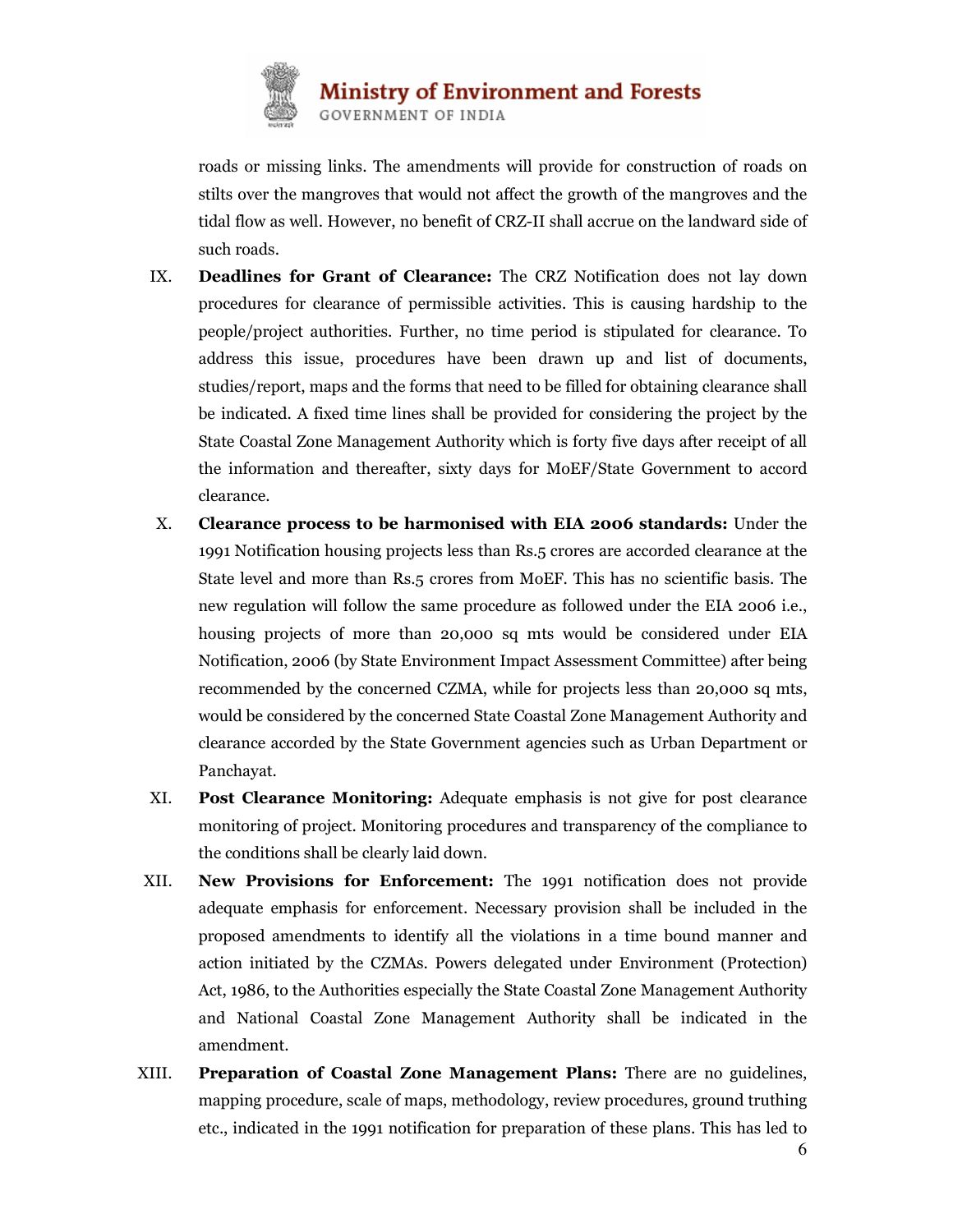roads or missing links. The amendments will provide for construction of roads on stilts over the mangroves that would not affect the growth of the mangroves and the tidal flow as well. However, no benefit of CRZ-II shall accrue on the landward side of such roads.

IX. **Deadlines for Grant of Clearance:** The CRZ Notification does not lay down procedures for clearance of permissible activities. This is causing hardship to the people/project authorities. Further, no time period is stipulated for clearance. To address this issue, procedures have been drawn up and list of documents, studies/report, maps and the forms that need to be filled for obtaining clearance shall be indicated. A fixed time lines shall be provided for considering the project by the State Coastal Zone Management Authority which is forty five days after receipt of all the information and thereafter, sixty days for MoEF/State Government to accord clearance.

X. **Clearance process to be harmonised with EIA 2006 standards:** Under the 1991 Notification housing projects less than Rs.5 crores are accorded clearance at the State level and more than Rs.5 crores from MoEF. This has no scientific basis. The new regulation will follow the same procedure as followed under the EIA 2006 i.e., housing projects of more than 20,000 sq mts would be considered under EIA Notification, 2006 (by State Environment Impact Assessment Committee) after being recommended by the concerned CZMA, while for projects less than 20,000 sq mts, would be considered by the concerned State Coastal Zone Management Authority and clearance accorded by the State Government agencies such as Urban Department or Panchayat.

XI. **Post Clearance Monitoring:** Adequate emphasis is not give for post clearance monitoring of project. Monitoring procedures and transparency of the compliance to the conditions shall be clearly laid down.

XII. **New Provisions for Enforcement:** The 1991 notification does not provide adequate emphasis for enforcement. Necessary provision shall be included in the proposed amendments to identify all the violations in a time bound manner and action initiated by the CZMAs. Powers delegated under Environment (Protection) Act, 1986, to the Authorities especially the State Coastal Zone Management Authority and National Coastal Zone Management Authority shall be indicated in the amendment.

XIII. **Preparation of Coastal Zone Management Plans:** There are no guidelines, mapping procedure, scale of maps, methodology, review procedures, ground truthing etc., indicated in the 1991 notification for preparation of these plans. This has led to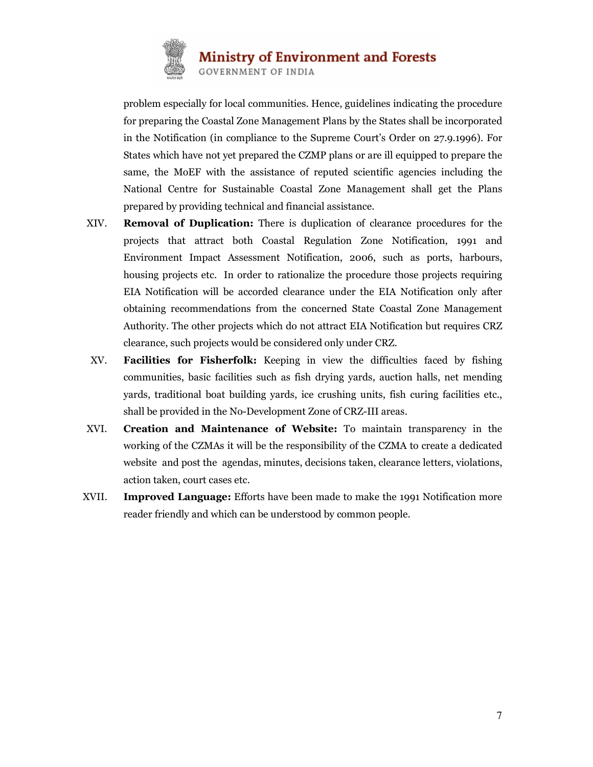problem especially for local communities. Hence, guidelines indicating the procedure for preparing the Coastal Zone Management Plans by the States shall be incorporated in the Notification (in compliance to the Supreme Court's Order on 27.9.1996). For States which have not yet prepared the CZMP plans or are ill equipped to prepare the same, the MoEF with the assistance of reputed scientific agencies including the National Centre for Sustainable Coastal Zone Management shall get the Plans prepared by providing technical and financial assistance.

XIV. **Removal of Duplication:** There is duplication of clearance procedures for the projects that attract both Coastal Regulation Zone Notification, 1991 and Environment Impact Assessment Notification, 2006, such as ports, harbours, housing projects etc. In order to rationalize the procedure those projects requiring EIA Notification will be accorded clearance under the EIA Notification only after obtaining recommendations from the concerned State Coastal Zone Management Authority. The other projects which do not attract EIA Notification but requires CRZ clearance, such projects would be considered only under CRZ.

XV. **Facilities for Fisherfolk:** Keeping in view the difficulties faced by fishing communities, basic facilities such as fish drying yards, auction halls, net mending yards, traditional boat building yards, ice crushing units, fish curing facilities etc., shall be provided in the No-Development Zone of CRZ-III areas.

XVI. **Creation and Maintenance of Website:** To maintain transparency in the working of the CZMAs it will be the responsibility of the CZMA to create a dedicated website and post the agendas, minutes, decisions taken, clearance letters, violations, action taken, court cases etc.

XVII. **Improved Language:** Efforts have been made to make the 1991 Notification more reader friendly and which can be understood by common people.